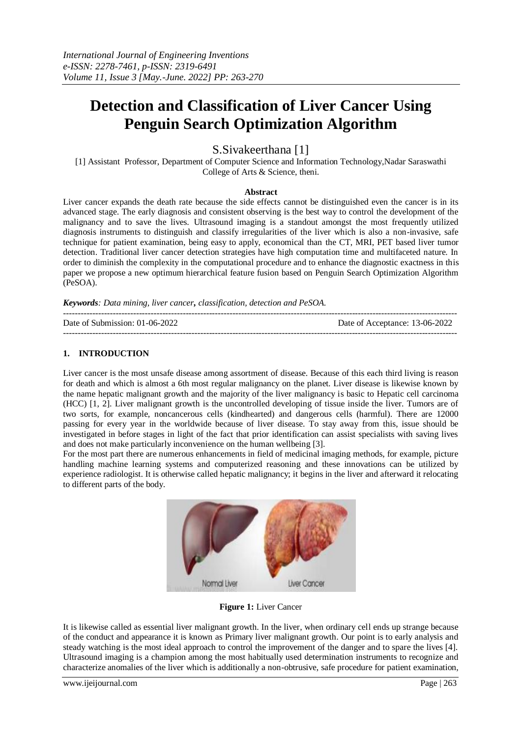# Detection and Classification of Liver Cancer Using Penguin Search Optimization Algorithm

S.Sivakeerthana [1]

[1] Assistant Professor, Department of Computer Science and Information Technology,Nadar Saraswathi College of Arts & Science, theni.

## Abstract

Liver cancer expands the death rate because the side effects cannot be distinguished even the cancer is in its advanced stage. The early diagnosis and consistent observing is the best way to control the development of the malignancy and to save the lives. Ultrasound imaging is a standout amongst the most frequently utilized diagnosis instruments to distinguish and classify irregularities of the liver which is also a non-invasive, safe technique for patient examination, being easy to apply, economical than the CT, MRI, PET based liver tumor detection. Traditional liver cancer detection strategies have high computation time and multifaceted nature. In order to diminish the complexity in the computational procedure and to enhance the diagnostic exactness in this paper we propose a new optimum hierarchical feature fusion based on Penguin Search Optimization Algorithm (PeSOA).

***Keywords****: Data mining, liver cancer, classification, detection and PeSOA.*

---

Date of Submission: 01-06-2022 Date of Acceptance: 13-06-2022

---

## 1. INTRODUCTION

Liver cancer is the most unsafe disease among assortment of disease. Because of this each third living is reason for death and which is almost a 6th most regular malignancy on the planet. Liver disease is likewise known by the name hepatic malignant growth and the majority of the liver malignancy is basic to Hepatic cell carcinoma (HCC) [1, 2]. Liver malignant growth is the uncontrolled developing of tissue inside the liver. Tumors are of two sorts, for example, noncancerous cells (kindhearted) and dangerous cells (harmful). There are 12000 passing for every year in the worldwide because of liver disease. To stay away from this, issue should be investigated in before stages in light of the fact that prior identification can assist specialists with saving lives and does not make particularly inconvenience on the human wellbeing [3].

For the most part there are numerous enhancements in field of medicinal imaging methods, for example, picture handling machine learning systems and computerized reasoning and these innovations can be utilized by experience radiologist. It is otherwise called hepatic malignancy; it begins in the liver and afterward it relocating to different parts of the body.

**Figure 1:** Liver Cancer

It is likewise called as essential liver malignant growth. In the liver, when ordinary cell ends up strange because of the conduct and appearance it is known as Primary liver malignant growth. Our point is to early analysis and steady watching is the most ideal approach to control the improvement of the danger and to spare the lives [4]. Ultrasound imaging is a champion among the most habitually used determination instruments to recognize and characterize anomalies of the liver which is additionally a non-obtrusive, safe procedure for patient examination,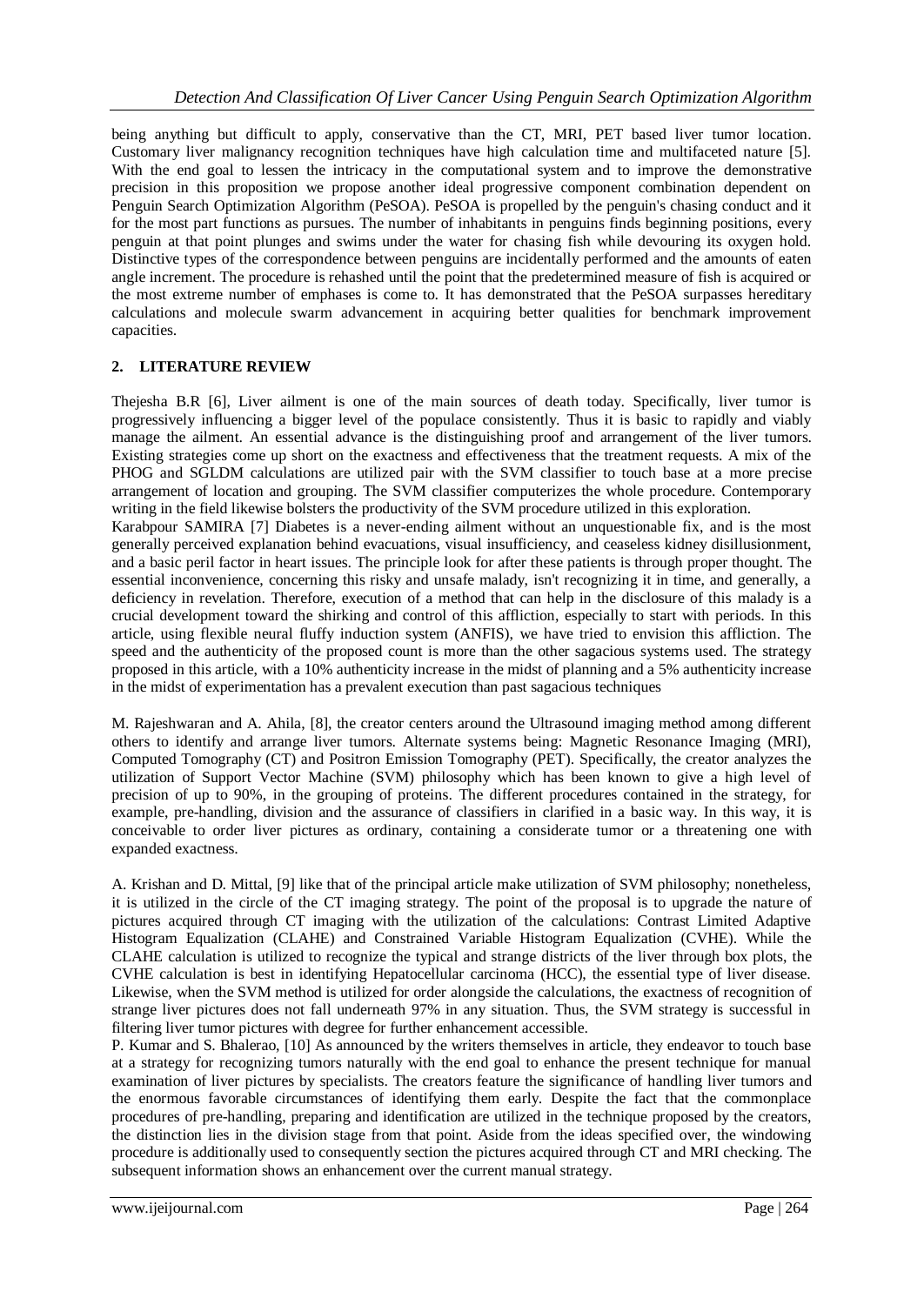being anything but difficult to apply, conservative than the CT, MRI, PET based liver tumor location. Customary liver malignancy recognition techniques have high calculation time and multifaceted nature [5]. With the end goal to lessen the intricacy in the computational system and to improve the demonstrative precision in this proposition we propose another ideal progressive component combination dependent on Penguin Search Optimization Algorithm (PeSOA). PeSOA is propelled by the penguin's chasing conduct and it for the most part functions as pursues. The number of inhabitants in penguins finds beginning positions, every penguin at that point plunges and swims under the water for chasing fish while devouring its oxygen hold. Distinctive types of the correspondence between penguins are incidentally performed and the amounts of eaten angle increment. The procedure is rehashed until the point that the predetermined measure of fish is acquired or the most extreme number of emphases is come to. It has demonstrated that the PeSOA surpasses hereditary calculations and molecule swarm advancement in acquiring better qualities for benchmark improvement capacities.

## 2. LITERATURE REVIEW

Thejesha B.R [6], Liver ailment is one of the main sources of death today. Specifically, liver tumor is progressively influencing a bigger level of the populace consistently. Thus it is basic to rapidly and viably manage the ailment. An essential advance is the distinguishing proof and arrangement of the liver tumors. Existing strategies come up short on the exactness and effectiveness that the treatment requests. A mix of the PHOG and SGLDM calculations are utilized pair with the SVM classifier to touch base at a more precise arrangement of location and grouping. The SVM classifier computerizes the whole procedure. Contemporary writing in the field likewise bolsters the productivity of the SVM procedure utilized in this exploration.

Karabpour SAMIRA [7] Diabetes is a never-ending ailment without an unquestionable fix, and is the most generally perceived explanation behind evacuations, visual insufficiency, and ceaseless kidney disillusionment, and a basic peril factor in heart issues. The principle look for after these patients is through proper thought. The essential inconvenience, concerning this risky and unsafe malady, isn't recognizing it in time, and generally, a deficiency in revelation. Therefore, execution of a method that can help in the disclosure of this malady is a crucial development toward the shirking and control of this affliction, especially to start with periods. In this article, using flexible neural fluffy induction system (ANFIS), we have tried to envision this affliction. The speed and the authenticity of the proposed count is more than the other sagacious systems used. The strategy proposed in this article, with a 10% authenticity increase in the midst of planning and a 5% authenticity increase in the midst of experimentation has a prevalent execution than past sagacious techniques

M. Rajeshwaran and A. Ahila, [8], the creator centers around the Ultrasound imaging method among different others to identify and arrange liver tumors. Alternate systems being: Magnetic Resonance Imaging (MRI), Computed Tomography (CT) and Positron Emission Tomography (PET). Specifically, the creator analyzes the utilization of Support Vector Machine (SVM) philosophy which has been known to give a high level of precision of up to 90%, in the grouping of proteins. The different procedures contained in the strategy, for example, pre-handling, division and the assurance of classifiers in clarified in a basic way. In this way, it is conceivable to order liver pictures as ordinary, containing a considerate tumor or a threatening one with expanded exactness.

A. Krishan and D. Mittal, [9] like that of the principal article make utilization of SVM philosophy; nonetheless, it is utilized in the circle of the CT imaging strategy. The point of the proposal is to upgrade the nature of pictures acquired through CT imaging with the utilization of the calculations: Contrast Limited Adaptive Histogram Equalization (CLAHE) and Constrained Variable Histogram Equalization (CVHE). While the CLAHE calculation is utilized to recognize the typical and strange districts of the liver through box plots, the CVHE calculation is best in identifying Hepatocellular carcinoma (HCC), the essential type of liver disease. Likewise, when the SVM method is utilized for order alongside the calculations, the exactness of recognition of strange liver pictures does not fall underneath 97% in any situation. Thus, the SVM strategy is successful in filtering liver tumor pictures with degree for further enhancement accessible.

P. Kumar and S. Bhalerao, [10] As announced by the writers themselves in article, they endeavor to touch base at a strategy for recognizing tumors naturally with the end goal to enhance the present technique for manual examination of liver pictures by specialists. The creators feature the significance of handling liver tumors and the enormous favorable circumstances of identifying them early. Despite the fact that the commonplace procedures of pre-handling, preparing and identification are utilized in the technique proposed by the creators, the distinction lies in the division stage from that point. Aside from the ideas specified over, the windowing procedure is additionally used to consequently section the pictures acquired through CT and MRI checking. The subsequent information shows an enhancement over the current manual strategy.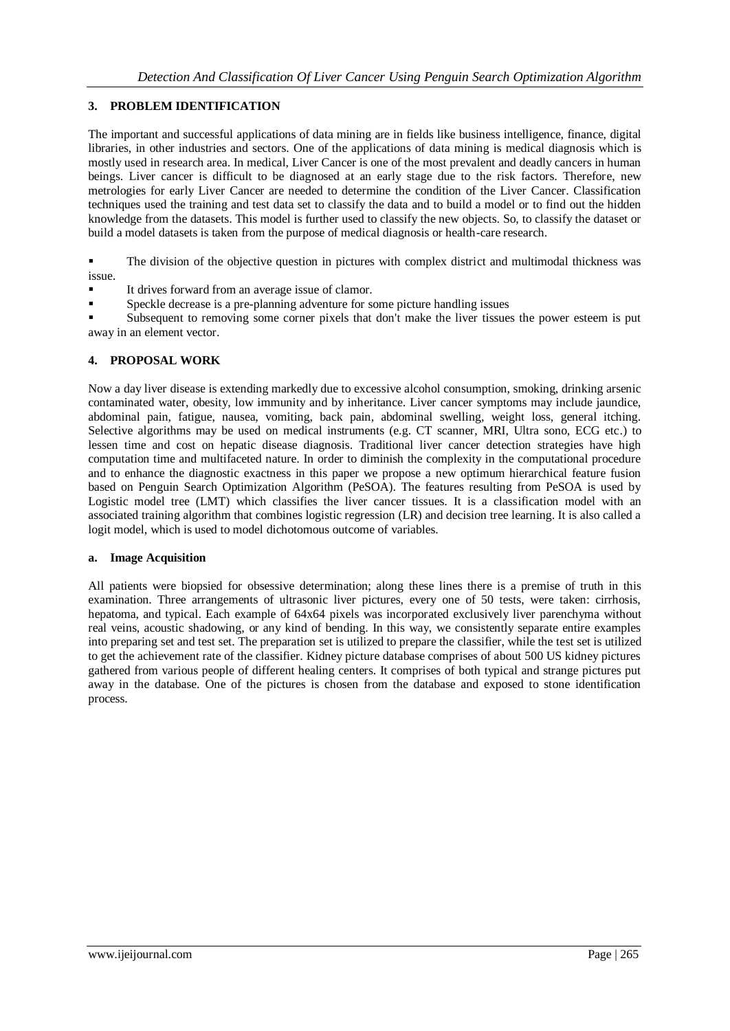## 3. PROBLEM IDENTIFICATION

The important and successful applications of data mining are in fields like business intelligence, finance, digital libraries, in other industries and sectors. One of the applications of data mining is medical diagnosis which is mostly used in research area. In medical, Liver Cancer is one of the most prevalent and deadly cancers in human beings. Liver cancer is difficult to be diagnosed at an early stage due to the risk factors. Therefore, new metrologies for early Liver Cancer are needed to determine the condition of the Liver Cancer. Classification techniques used the training and test data set to classify the data and to build a model or to find out the hidden knowledge from the datasets. This model is further used to classify the new objects. So, to classify the dataset or build a model datasets is taken from the purpose of medical diagnosis or health-care research.

- The division of the objective question in pictures with complex district and multimodal thickness was issue.
- It drives forward from an average issue of clamor.
- Speckle decrease is a pre-planning adventure for some picture handling issues
- Subsequent to removing some corner pixels that don't make the liver tissues the power esteem is put away in an element vector.

## 4. PROPOSAL WORK

Now a day liver disease is extending markedly due to excessive alcohol consumption, smoking, drinking arsenic contaminated water, obesity, low immunity and by inheritance. Liver cancer symptoms may include jaundice, abdominal pain, fatigue, nausea, vomiting, back pain, abdominal swelling, weight loss, general itching. Selective algorithms may be used on medical instruments (e.g. CT scanner, MRI, Ultra sono, ECG etc.) to lessen time and cost on hepatic disease diagnosis. Traditional liver cancer detection strategies have high computation time and multifaceted nature. In order to diminish the complexity in the computational procedure and to enhance the diagnostic exactness in this paper we propose a new optimum hierarchical feature fusion based on Penguin Search Optimization Algorithm (PeSOA). The features resulting from PeSOA is used by Logistic model tree (LMT) which classifies the liver cancer tissues. It is a classification model with an associated training algorithm that combines logistic regression (LR) and decision tree learning. It is also called a logit model, which is used to model dichotomous outcome of variables.

### a. Image Acquisition

All patients were biopsied for obsessive determination; along these lines there is a premise of truth in this examination. Three arrangements of ultrasonic liver pictures, every one of 50 tests, were taken: cirrhosis, hepatoma, and typical. Each example of 64x64 pixels was incorporated exclusively liver parenchyma without real veins, acoustic shadowing, or any kind of bending. In this way, we consistently separate entire examples into preparing set and test set. The preparation set is utilized to prepare the classifier, while the test set is utilized to get the achievement rate of the classifier. Kidney picture database comprises of about 500 US kidney pictures gathered from various people of different healing centers. It comprises of both typical and strange pictures put away in the database. One of the pictures is chosen from the database and exposed to stone identification process.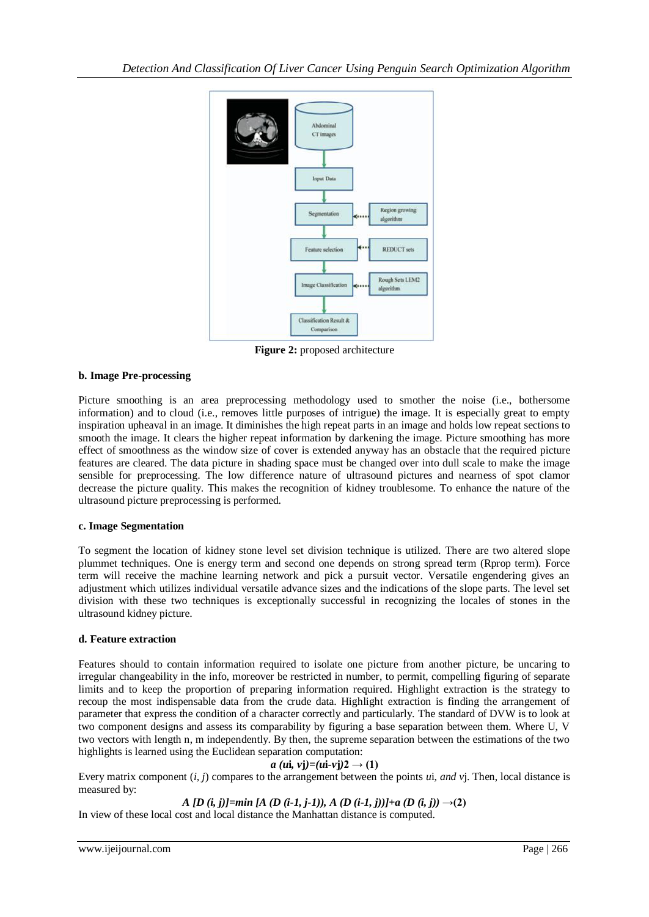**Figure 2:** proposed architecture

**b. Image Pre-processing**

Picture smoothing is an area preprocessing methodology used to smother the noise (i.e., bothersome information) and to cloud (i.e., removes little purposes of intrigue) the image. It is especially great to empty inspiration upheaval in an image. It diminishes the high repeat parts in an image and holds low repeat sections to smooth the image. It clears the higher repeat information by darkening the image. Picture smoothing has more effect of smoothness as the window size of cover is extended anyway has an obstacle that the required picture features are cleared. The data picture in shading space must be changed over into dull scale to make the image sensible for preprocessing. The low difference nature of ultrasound pictures and nearness of spot clamor decrease the picture quality. This makes the recognition of kidney troublesome. To enhance the nature of the ultrasound picture preprocessing is performed.

**c. Image Segmentation**

To segment the location of kidney stone level set division technique is utilized. There are two altered slope plummet techniques. One is energy term and second one depends on strong spread term (Rprop term). Force term will receive the machine learning network and pick a pursuit vector. Versatile engendering gives an adjustment which utilizes individual versatile advance sizes and the indications of the slope parts. The level set division with these two techniques is exceptionally successful in recognizing the locales of stones in the ultrasound kidney picture.

**d. Feature extraction**

Features should to contain information required to isolate one picture from another picture, be uncaring to irregular changeability in the info, moreover be restricted in number, to permit, compelling figuring of separate limits and to keep the proportion of preparing information required. Highlight extraction is the strategy to recoup the most indispensable data from the crude data. Highlight extraction is finding the arrangement of parameter that express the condition of a character correctly and particularly. The standard of DVW is to look at two component designs and assess its comparability by figuring a base separation between them. Where U, V two vectors with length n, m independently. By then, the supreme separation between the estimations of the two highlights is learned using the Euclidean separation computation:

$$a\,(u_i, v_j) = (u_i - v_j)^2 \rightarrow (1)$$

Every matrix component $(i, j)$ compares to the arrangement between the points $u_i$, *and* $v_j$. Then, local distance is measured by:

$$A\,[D\,(i, j)] = \min\,[A\,(D\,(i-1, j-1)),\ A\,(D\,(i-1, j))] + a\,(D\,(i, j)) \rightarrow (2)$$

In view of these local cost and local distance the Manhattan distance is computed.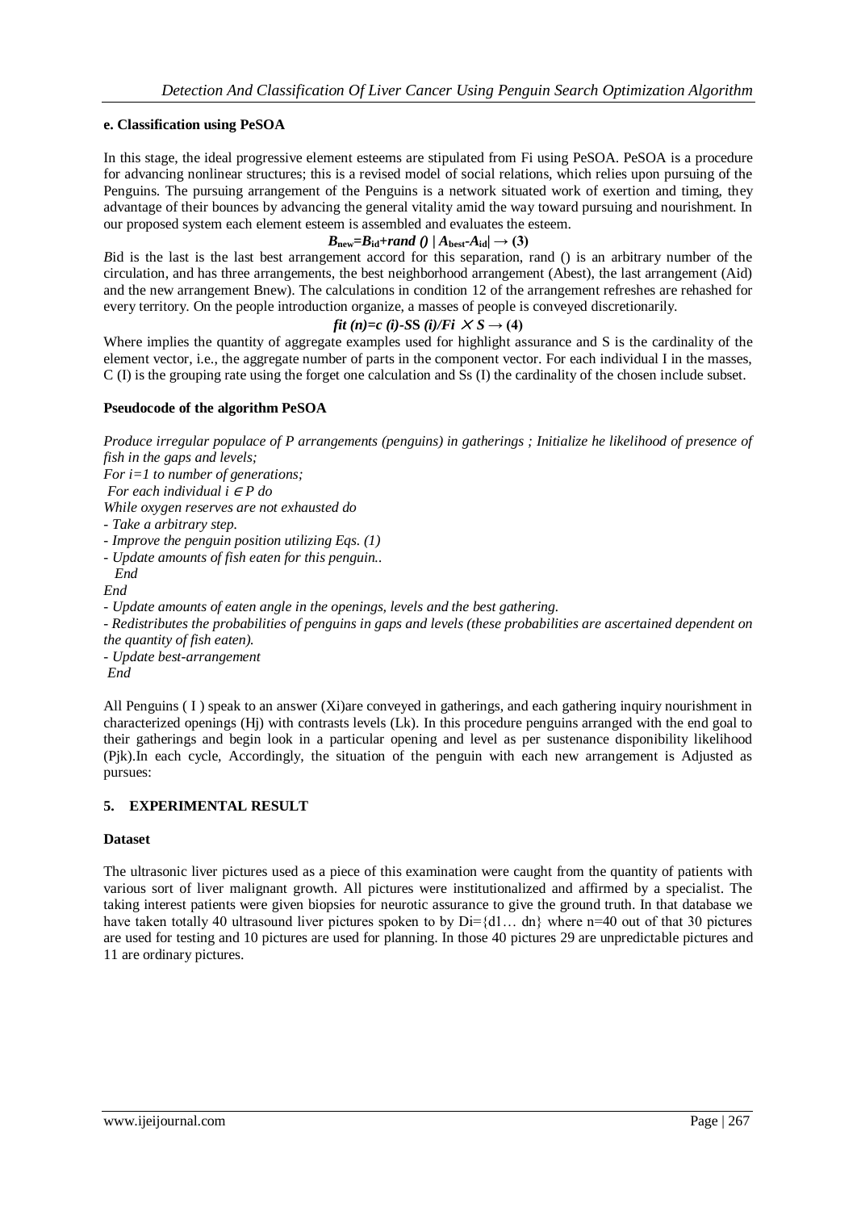#### e. Classification using PeSOA

In this stage, the ideal progressive element esteems are stipulated from Fi using PeSOA. PeSOA is a procedure for advancing nonlinear structures; this is a revised model of social relations, which relies upon pursuing of the Penguins. The pursuing arrangement of the Penguins is a network situated work of exertion and timing, they advantage of their bounces by advancing the general vitality amid the way toward pursuing and nourishment. In our proposed system each element esteem is assembled and evaluates the esteem.

$$B_{new}=B_{id}+rand\ ()\ |A_{best}-A_{id}| \rightarrow (3)$$

*B*id is the last is the last best arrangement accord for this separation, rand () is an arbitrary number of the circulation, and has three arrangements, the best neighborhood arrangement (Abest), the last arrangement (Aid) and the new arrangement Bnew). The calculations in condition 12 of the arrangement refreshes are rehashed for every territory. On the people introduction organize, a masses of people is conveyed discretionarily.

$$fit\ (n)=c\ (i)\text{-}SS\ (i)/Fi \times S \rightarrow (4)$$

Where implies the quantity of aggregate examples used for highlight assurance and S is the cardinality of the element vector, i.e., the aggregate number of parts in the component vector. For each individual I in the masses, C (I) is the grouping rate using the forget one calculation and Ss (I) the cardinality of the chosen include subset.

**Pseudocode of the algorithm PeSOA**

*Produce irregular populace of P arrangements (penguins) in gatherings ; Initialize he likelihood of presence of fish in the gaps and levels;*
*For i=1 to number of generations;*
*For each individual i ∈ P do*
*While oxygen reserves are not exhausted do*
*- Take a arbitrary step.*
*- Improve the penguin position utilizing Eqs. (1)*
*- Update amounts of fish eaten for this penguin..*
*End*
*End*
*- Update amounts of eaten angle in the openings, levels and the best gathering.*
*- Redistributes the probabilities of penguins in gaps and levels (these probabilities are ascertained dependent on the quantity of fish eaten).*
*- Update best-arrangement*
*End*

All Penguins ( I ) speak to an answer (Xi)are conveyed in gatherings, and each gathering inquiry nourishment in characterized openings (Hj) with contrasts levels (Lk). In this procedure penguins arranged with the end goal to their gatherings and begin look in a particular opening and level as per sustenance disponibility likelihood (Pjk).In each cycle, Accordingly, the situation of the penguin with each new arrangement is Adjusted as pursues:

## 5. EXPERIMENTAL RESULT

**Dataset**

The ultrasonic liver pictures used as a piece of this examination were caught from the quantity of patients with various sort of liver malignant growth. All pictures were institutionalized and affirmed by a specialist. The taking interest patients were given biopsies for neurotic assurance to give the ground truth. In that database we have taken totally 40 ultrasound liver pictures spoken to by Di={d1… dn} where n=40 out of that 30 pictures are used for testing and 10 pictures are used for planning. In those 40 pictures 29 are unpredictable pictures and 11 are ordinary pictures.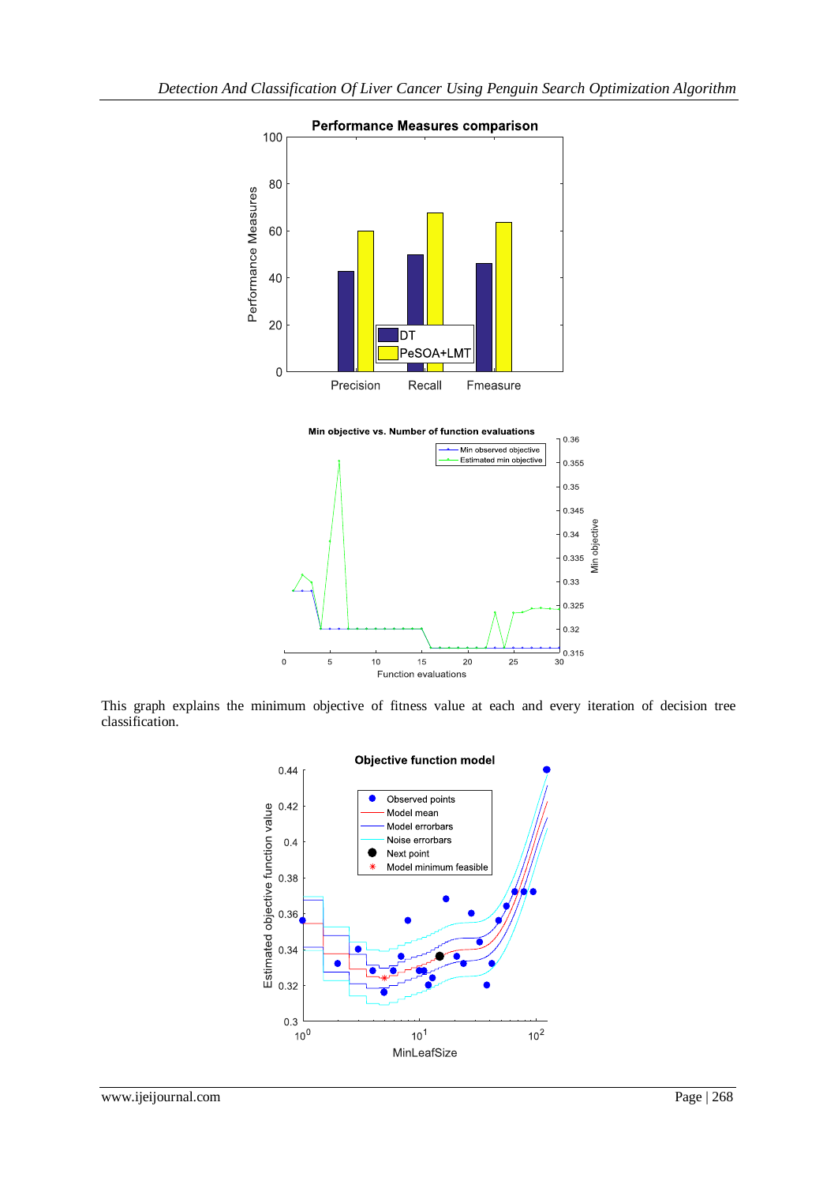This graph explains the minimum objective of fitness value at each and every iteration of decision tree classification.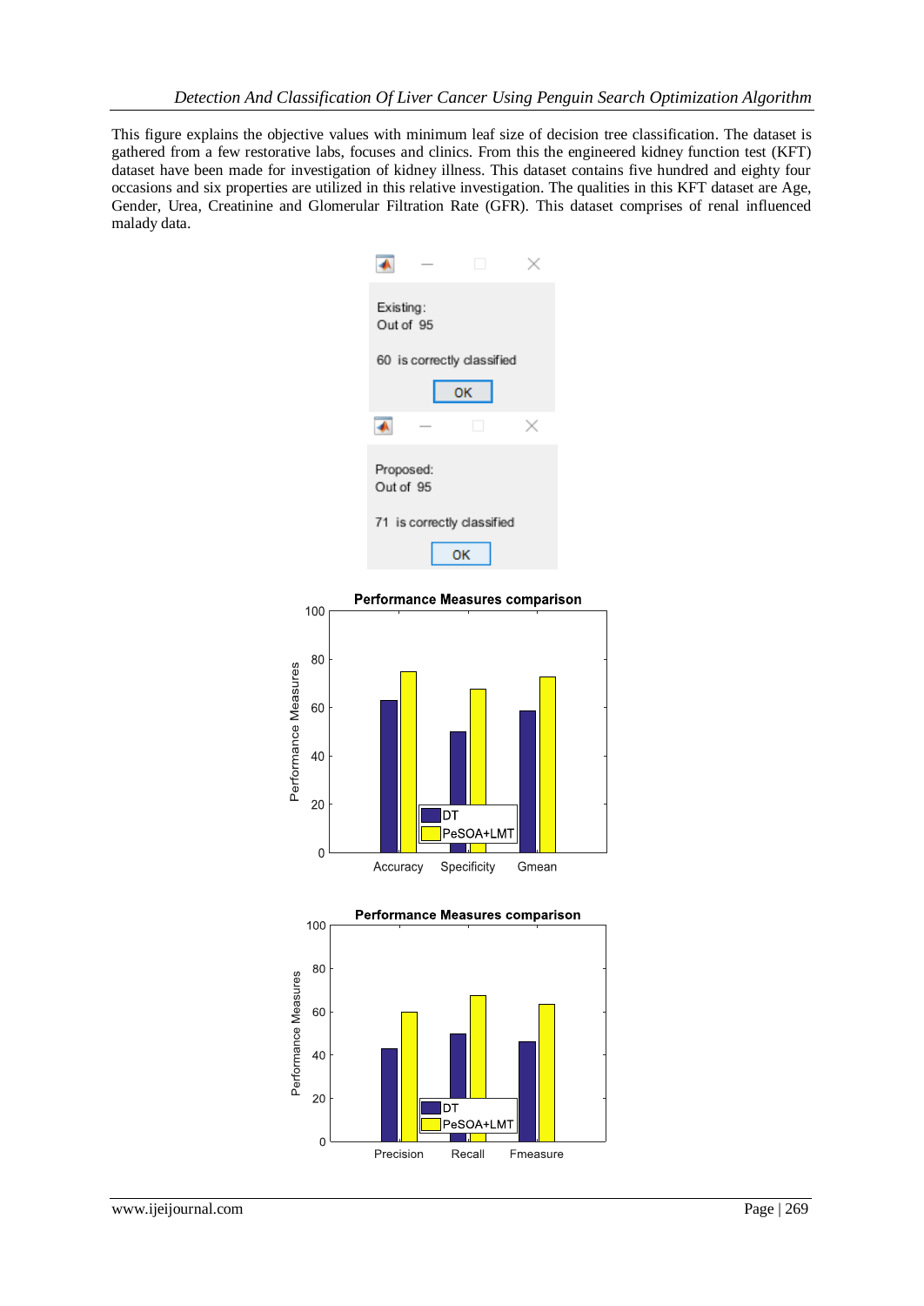This figure explains the objective values with minimum leaf size of decision tree classification. The dataset is gathered from a few restorative labs, focuses and clinics. From this the engineered kidney function test (KFT) dataset have been made for investigation of kidney illness. This dataset contains five hundred and eighty four occasions and six properties are utilized in this relative investigation. The qualities in this KFT dataset are Age, Gender, Urea, Creatinine and Glomerular Filtration Rate (GFR). This dataset comprises of renal influenced malady data.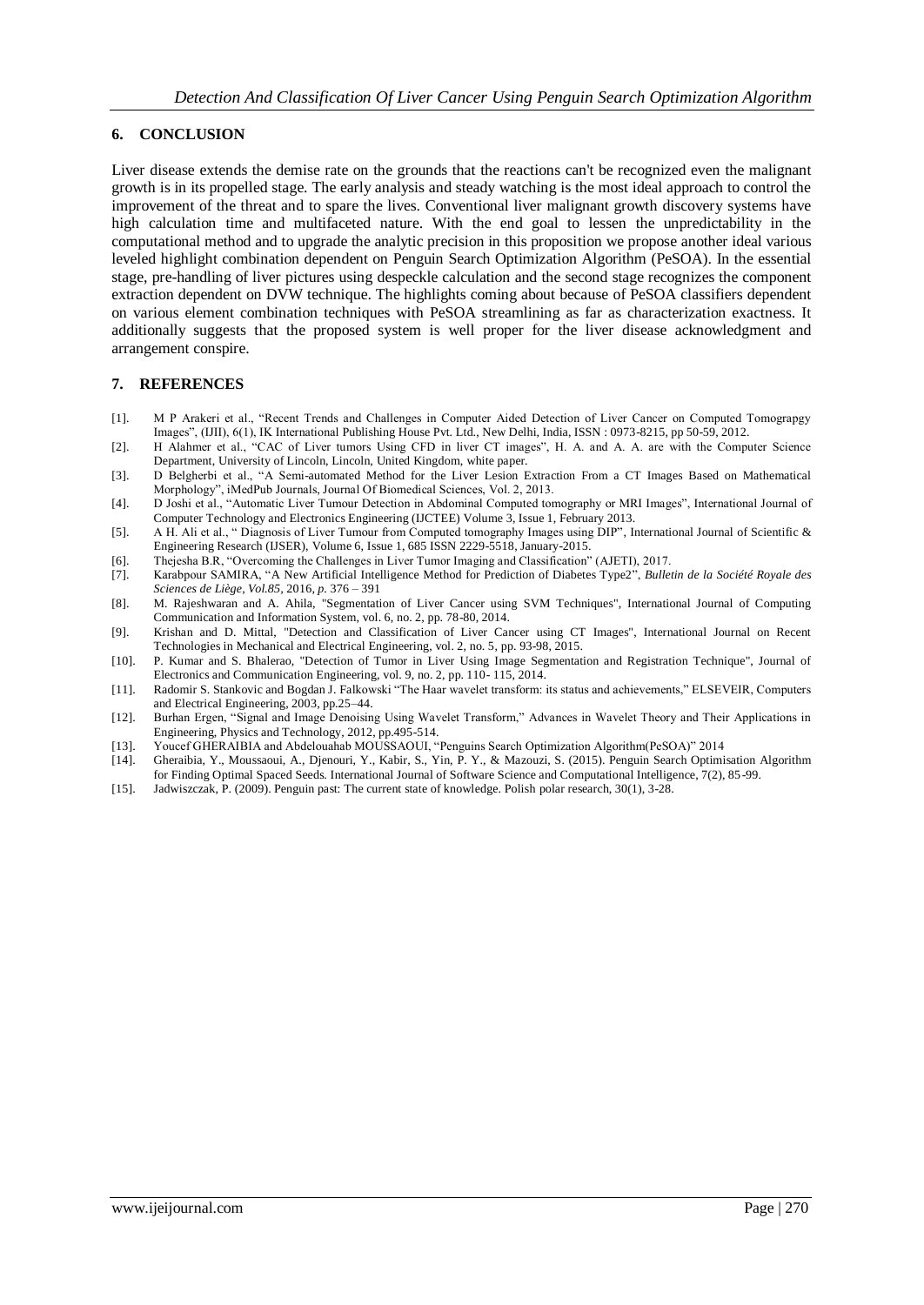## 6. CONCLUSION

Liver disease extends the demise rate on the grounds that the reactions can't be recognized even the malignant growth is in its propelled stage. The early analysis and steady watching is the most ideal approach to control the improvement of the threat and to spare the lives. Conventional liver malignant growth discovery systems have high calculation time and multifaceted nature. With the end goal to lessen the unpredictability in the computational method and to upgrade the analytic precision in this proposition we propose another ideal various leveled highlight combination dependent on Penguin Search Optimization Algorithm (PeSOA). In the essential stage, pre-handling of liver pictures using despeckle calculation and the second stage recognizes the component extraction dependent on DVW technique. The highlights coming about because of PeSOA classifiers dependent on various element combination techniques with PeSOA streamlining as far as characterization exactness. It additionally suggests that the proposed system is well proper for the liver disease acknowledgment and arrangement conspire.

## 7. REFERENCES

[1]. M P Arakeri et al., "Recent Trends and Challenges in Computer Aided Detection of Liver Cancer on Computed Tomograpgy Images", (IJII), 6(1), IK International Publishing House Pvt. Ltd., New Delhi, India, ISSN : 0973-8215, pp 50-59, 2012.

[2]. H Alahmer et al., "CAC of Liver tumors Using CFD in liver CT images", H. A. and A. A. are with the Computer Science Department, University of Lincoln, Lincoln, United Kingdom, white paper.

[3]. D Belgherbi et al., "A Semi-automated Method for the Liver Lesion Extraction From a CT Images Based on Mathematical Morphology", iMedPub Journals, Journal Of Biomedical Sciences, Vol. 2, 2013.

[4]. D Joshi et al., "Automatic Liver Tumour Detection in Abdominal Computed tomography or MRI Images", International Journal of Computer Technology and Electronics Engineering (IJCTEE) Volume 3, Issue 1, February 2013.

[5]. A H. Ali et al., " Diagnosis of Liver Tumour from Computed tomography Images using DIP", International Journal of Scientific & Engineering Research (IJSER), Volume 6, Issue 1, 685 ISSN 2229-5518, January-2015.

[6]. Thejesha B.R, "Overcoming the Challenges in Liver Tumor Imaging and Classification" (AJETI), 2017.

[7]. Karabpour SAMIRA, "A New Artificial Intelligence Method for Prediction of Diabetes Type2", *Bulletin de la Société Royale des Sciences de Liège, Vol.85*, 2016, *p.* 376 – 391

[8]. M. Rajeshwaran and A. Ahila, "Segmentation of Liver Cancer using SVM Techniques", International Journal of Computing Communication and Information System, vol. 6, no. 2, pp. 78-80, 2014.

[9]. Krishan and D. Mittal, "Detection and Classification of Liver Cancer using CT Images", International Journal on Recent Technologies in Mechanical and Electrical Engineering, vol. 2, no. 5, pp. 93-98, 2015.

[10]. P. Kumar and S. Bhalerao, "Detection of Tumor in Liver Using Image Segmentation and Registration Technique", Journal of Electronics and Communication Engineering, vol. 9, no. 2, pp. 110- 115, 2014.

[11]. Radomir S. Stankovic and Bogdan J. Falkowski "The Haar wavelet transform: its status and achievements," ELSEVEIR, Computers and Electrical Engineering, 2003, pp.25–44.

[12]. Burhan Ergen, "Signal and Image Denoising Using Wavelet Transform," Advances in Wavelet Theory and Their Applications in Engineering, Physics and Technology, 2012, pp.495-514.

[13]. Youcef GHERAIBIA and Abdelouahab MOUSSAOUI, "Penguins Search Optimization Algorithm(PeSOA)" 2014

[14]. Gheraibia, Y., Moussaoui, A., Djenouri, Y., Kabir, S., Yin, P. Y., & Mazouzi, S. (2015). Penguin Search Optimisation Algorithm for Finding Optimal Spaced Seeds. International Journal of Software Science and Computational Intelligence, 7(2), 85-99.

[15]. Jadwiszczak, P. (2009). Penguin past: The current state of knowledge. Polish polar research, 30(1), 3-28.